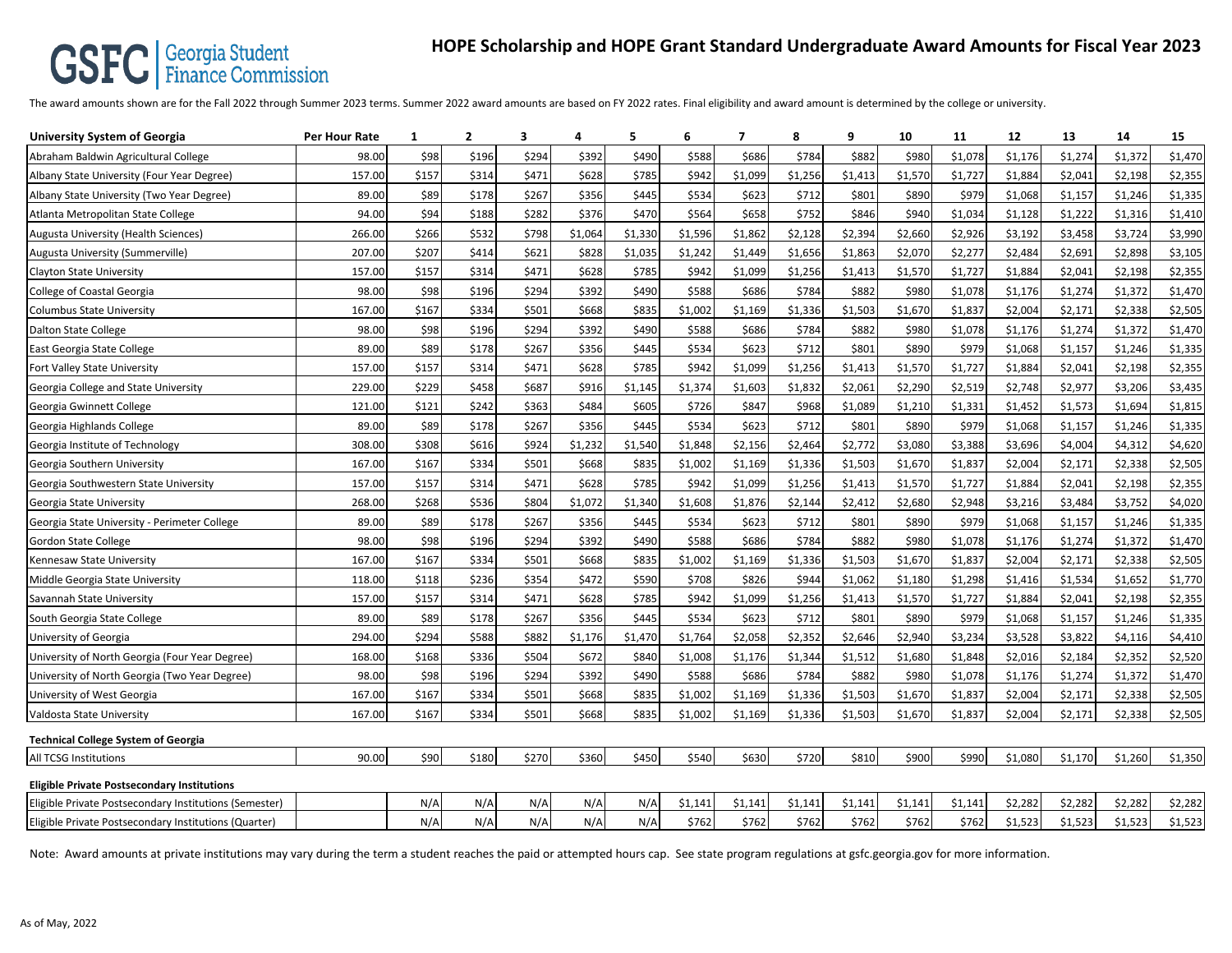GSFC | Georgia Student Finance Commission

# HOPE Scholarship and HOPE Grant Standard Undergraduate Award Amounts for Fiscal Year 2023

The award amounts shown are for the Fall 2022 through Summer 2023 terms. Summer 2022 award amounts are based on FY 2022 rates. Final eligibility and award amount is determined by the college or university.

| University System of Georgia | Per Hour Rate | 1 | 2 | 3 | 4 | 5 | 6 | 7 | 8 | 9 | 10 | 11 | 12 | 13 | 14 | 15 |
|---|---|---|---|---|---|---|---|---|---|---|---|---|---|---|---|---|
| Abraham Baldwin Agricultural College | 98.00 | $98 | $196 | $294 | $392 | $490 | $588 | $686 | $784 | $882 | $980 | $1,078 | $1,176 | $1,274 | $1,372 | $1,470 |
| Albany State University (Four Year Degree) | 157.00 | $157 | $314 | $471 | $628 | $785 | $942 | $1,099 | $1,256 | $1,413 | $1,570 | $1,727 | $1,884 | $2,041 | $2,198 | $2,355 |
| Albany State University (Two Year Degree) | 89.00 | $89 | $178 | $267 | $356 | $445 | $534 | $623 | $712 | $801 | $890 | $979 | $1,068 | $1,157 | $1,246 | $1,335 |
| Atlanta Metropolitan State College | 94.00 | $94 | $188 | $282 | $376 | $470 | $564 | $658 | $752 | $846 | $940 | $1,034 | $1,128 | $1,222 | $1,316 | $1,410 |
| Augusta University (Health Sciences) | 266.00 | $266 | $532 | $798 | $1,064 | $1,330 | $1,596 | $1,862 | $2,128 | $2,394 | $2,660 | $2,926 | $3,192 | $3,458 | $3,724 | $3,990 |
| Augusta University (Summerville) | 207.00 | $207 | $414 | $621 | $828 | $1,035 | $1,242 | $1,449 | $1,656 | $1,863 | $2,070 | $2,277 | $2,484 | $2,691 | $2,898 | $3,105 |
| Clayton State University | 157.00 | $157 | $314 | $471 | $628 | $785 | $942 | $1,099 | $1,256 | $1,413 | $1,570 | $1,727 | $1,884 | $2,041 | $2,198 | $2,355 |
| College of Coastal Georgia | 98.00 | $98 | $196 | $294 | $392 | $490 | $588 | $686 | $784 | $882 | $980 | $1,078 | $1,176 | $1,274 | $1,372 | $1,470 |
| Columbus State University | 167.00 | $167 | $334 | $501 | $668 | $835 | $1,002 | $1,169 | $1,336 | $1,503 | $1,670 | $1,837 | $2,004 | $2,171 | $2,338 | $2,505 |
| Dalton State College | 98.00 | $98 | $196 | $294 | $392 | $490 | $588 | $686 | $784 | $882 | $980 | $1,078 | $1,176 | $1,274 | $1,372 | $1,470 |
| East Georgia State College | 89.00 | $89 | $178 | $267 | $356 | $445 | $534 | $623 | $712 | $801 | $890 | $979 | $1,068 | $1,157 | $1,246 | $1,335 |
| Fort Valley State University | 157.00 | $157 | $314 | $471 | $628 | $785 | $942 | $1,099 | $1,256 | $1,413 | $1,570 | $1,727 | $1,884 | $2,041 | $2,198 | $2,355 |
| Georgia College and State University | 229.00 | $229 | $458 | $687 | $916 | $1,145 | $1,374 | $1,603 | $1,832 | $2,061 | $2,290 | $2,519 | $2,748 | $2,977 | $3,206 | $3,435 |
| Georgia Gwinnett College | 121.00 | $121 | $242 | $363 | $484 | $605 | $726 | $847 | $968 | $1,089 | $1,210 | $1,331 | $1,452 | $1,573 | $1,694 | $1,815 |
| Georgia Highlands College | 89.00 | $89 | $178 | $267 | $356 | $445 | $534 | $623 | $712 | $801 | $890 | $979 | $1,068 | $1,157 | $1,246 | $1,335 |
| Georgia Institute of Technology | 308.00 | $308 | $616 | $924 | $1,232 | $1,540 | $1,848 | $2,156 | $2,464 | $2,772 | $3,080 | $3,388 | $3,696 | $4,004 | $4,312 | $4,620 |
| Georgia Southern University | 167.00 | $167 | $334 | $501 | $668 | $835 | $1,002 | $1,169 | $1,336 | $1,503 | $1,670 | $1,837 | $2,004 | $2,171 | $2,338 | $2,505 |
| Georgia Southwestern State University | 157.00 | $157 | $314 | $471 | $628 | $785 | $942 | $1,099 | $1,256 | $1,413 | $1,570 | $1,727 | $1,884 | $2,041 | $2,198 | $2,355 |
| Georgia State University | 268.00 | $268 | $536 | $804 | $1,072 | $1,340 | $1,608 | $1,876 | $2,144 | $2,412 | $2,680 | $2,948 | $3,216 | $3,484 | $3,752 | $4,020 |
| Georgia State University - Perimeter College | 89.00 | $89 | $178 | $267 | $356 | $445 | $534 | $623 | $712 | $801 | $890 | $979 | $1,068 | $1,157 | $1,246 | $1,335 |
| Gordon State College | 98.00 | $98 | $196 | $294 | $392 | $490 | $588 | $686 | $784 | $882 | $980 | $1,078 | $1,176 | $1,274 | $1,372 | $1,470 |
| Kennesaw State University | 167.00 | $167 | $334 | $501 | $668 | $835 | $1,002 | $1,169 | $1,336 | $1,503 | $1,670 | $1,837 | $2,004 | $2,171 | $2,338 | $2,505 |
| Middle Georgia State University | 118.00 | $118 | $236 | $354 | $472 | $590 | $708 | $826 | $944 | $1,062 | $1,180 | $1,298 | $1,416 | $1,534 | $1,652 | $1,770 |
| Savannah State University | 157.00 | $157 | $314 | $471 | $628 | $785 | $942 | $1,099 | $1,256 | $1,413 | $1,570 | $1,727 | $1,884 | $2,041 | $2,198 | $2,355 |
| South Georgia State College | 89.00 | $89 | $178 | $267 | $356 | $445 | $534 | $623 | $712 | $801 | $890 | $979 | $1,068 | $1,157 | $1,246 | $1,335 |
| University of Georgia | 294.00 | $294 | $588 | $882 | $1,176 | $1,470 | $1,764 | $2,058 | $2,352 | $2,646 | $2,940 | $3,234 | $3,528 | $3,822 | $4,116 | $4,410 |
| University of North Georgia (Four Year Degree) | 168.00 | $168 | $336 | $504 | $672 | $840 | $1,008 | $1,176 | $1,344 | $1,512 | $1,680 | $1,848 | $2,016 | $2,184 | $2,352 | $2,520 |
| University of North Georgia (Two Year Degree) | 98.00 | $98 | $196 | $294 | $392 | $490 | $588 | $686 | $784 | $882 | $980 | $1,078 | $1,176 | $1,274 | $1,372 | $1,470 |
| University of West Georgia | 167.00 | $167 | $334 | $501 | $668 | $835 | $1,002 | $1,169 | $1,336 | $1,503 | $1,670 | $1,837 | $2,004 | $2,171 | $2,338 | $2,505 |
| Valdosta State University | 167.00 | $167 | $334 | $501 | $668 | $835 | $1,002 | $1,169 | $1,336 | $1,503 | $1,670 | $1,837 | $2,004 | $2,171 | $2,338 | $2,505 |
| **Technical College System of Georgia** | | | | | | | | | | | | | | | | |
| All TCSG Institutions | 90.00 | $90 | $180 | $270 | $360 | $450 | $540 | $630 | $720 | $810 | $900 | $990 | $1,080 | $1,170 | $1,260 | $1,350 |
| **Eligible Private Postsecondary Institutions** | | | | | | | | | | | | | | | | |
| Eligible Private Postsecondary Institutions (Semester) | | N/A | N/A | N/A | N/A | N/A | $1,141 | $1,141 | $1,141 | $1,141 | $1,141 | $1,141 | $2,282 | $2,282 | $2,282 | $2,282 |
| Eligible Private Postsecondary Institutions (Quarter) | | N/A | N/A | N/A | N/A | N/A | $762 | $762 | $762 | $762 | $762 | $762 | $1,523 | $1,523 | $1,523 | $1,523 |

Note: Award amounts at private institutions may vary during the term a student reaches the paid or attempted hours cap. See state program regulations at gsfc.georgia.gov for more information.

As of May, 2022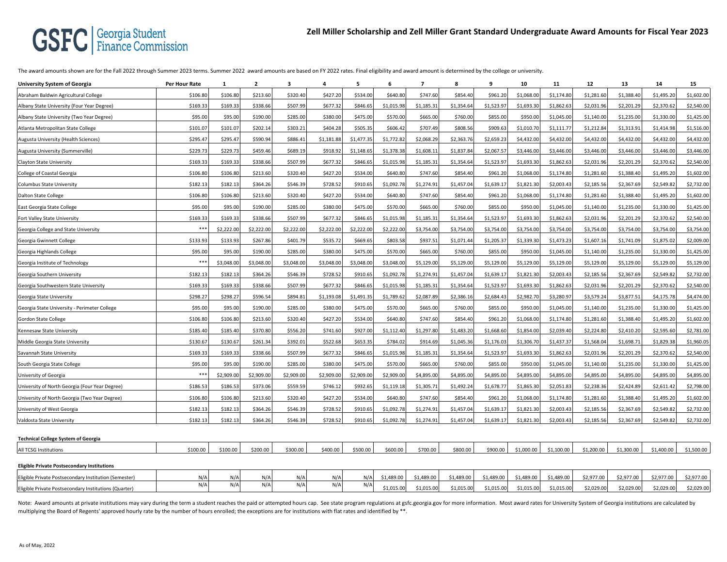GSFC | Georgia Student Finance Commission

## Zell Miller Scholarship and Zell Miller Grant Standard Undergraduate Award Amounts for Fiscal Year 2023

The award amounts shown are for the Fall 2022 through Summer 2023 terms. Summer 2022 award amounts are based on FY 2022 rates. Final eligibility and award amount is determined by the college or university.

| University System of Georgia | Per Hour Rate | 1 | 2 | 3 | 4 | 5 | 6 | 7 | 8 | 9 | 10 | 11 | 12 | 13 | 14 | 15 |
|---|---|---|---|---|---|---|---|---|---|---|---|---|---|---|---|---|
| Abraham Baldwin Agricultural College | $106.80 | $106.80 | $213.60 | $320.40 | $427.20 | $534.00 | $640.80 | $747.60 | $854.40 | $961.20 | $1,068.00 | $1,174.80 | $1,281.60 | $1,388.40 | $1,495.20 | $1,602.00 |
| Albany State University (Four Year Degree) | $169.33 | $169.33 | $338.66 | $507.99 | $677.32 | $846.65 | $1,015.98 | $1,185.31 | $1,354.64 | $1,523.97 | $1,693.30 | $1,862.63 | $2,031.96 | $2,201.29 | $2,370.62 | $2,540.00 |
| Albany State University (Two Year Degree) | $95.00 | $95.00 | $190.00 | $285.00 | $380.00 | $475.00 | $570.00 | $665.00 | $760.00 | $855.00 | $950.00 | $1,045.00 | $1,140.00 | $1,235.00 | $1,330.00 | $1,425.00 |
| Atlanta Metropolitan State College | $101.07 | $101.07 | $202.14 | $303.21 | $404.28 | $505.35 | $606.42 | $707.49 | $808.56 | $909.63 | $1,010.70 | $1,111.77 | $1,212.84 | $1,313.91 | $1,414.98 | $1,516.00 |
| Augusta University (Health Sciences) | $295.47 | $295.47 | $590.94 | $886.41 | $1,181.88 | $1,477.35 | $1,772.82 | $2,068.29 | $2,363.76 | $2,659.23 | $4,432.00 | $4,432.00 | $4,432.00 | $4,432.00 | $4,432.00 | $4,432.00 |
| Augusta University (Summerville) | $229.73 | $229.73 | $459.46 | $689.19 | $918.92 | $1,148.65 | $1,378.38 | $1,608.11 | $1,837.84 | $2,067.57 | $3,446.00 | $3,446.00 | $3,446.00 | $3,446.00 | $3,446.00 | $3,446.00 |
| Clayton State University | $169.33 | $169.33 | $338.66 | $507.99 | $677.32 | $846.65 | $1,015.98 | $1,185.31 | $1,354.64 | $1,523.97 | $1,693.30 | $1,862.63 | $2,031.96 | $2,201.29 | $2,370.62 | $2,540.00 |
| College of Coastal Georgia | $106.80 | $106.80 | $213.60 | $320.40 | $427.20 | $534.00 | $640.80 | $747.60 | $854.40 | $961.20 | $1,068.00 | $1,174.80 | $1,281.60 | $1,388.40 | $1,495.20 | $1,602.00 |
| Columbus State University | $182.13 | $182.13 | $364.26 | $546.39 | $728.52 | $910.65 | $1,092.78 | $1,274.91 | $1,457.04 | $1,639.17 | $1,821.30 | $2,003.43 | $2,185.56 | $2,367.69 | $2,549.82 | $2,732.00 |
| Dalton State College | $106.80 | $106.80 | $213.60 | $320.40 | $427.20 | $534.00 | $640.80 | $747.60 | $854.40 | $961.20 | $1,068.00 | $1,174.80 | $1,281.60 | $1,388.40 | $1,495.20 | $1,602.00 |
| East Georgia State College | $95.00 | $95.00 | $190.00 | $285.00 | $380.00 | $475.00 | $570.00 | $665.00 | $760.00 | $855.00 | $950.00 | $1,045.00 | $1,140.00 | $1,235.00 | $1,330.00 | $1,425.00 |
| Fort Valley State University | $169.33 | $169.33 | $338.66 | $507.99 | $677.32 | $846.65 | $1,015.98 | $1,185.31 | $1,354.64 | $1,523.97 | $1,693.30 | $1,862.63 | $2,031.96 | $2,201.29 | $2,370.62 | $2,540.00 |
| Georgia College and State University | *** | $2,222.00 | $2,222.00 | $2,222.00 | $2,222.00 | $2,222.00 | $2,222.00 | $3,754.00 | $3,754.00 | $3,754.00 | $3,754.00 | $3,754.00 | $3,754.00 | $3,754.00 | $3,754.00 | $3,754.00 |
| Georgia Gwinnett College | $133.93 | $133.93 | $267.86 | $401.79 | $535.72 | $669.65 | $803.58 | $937.51 | $1,071.44 | $1,205.37 | $1,339.30 | $1,473.23 | $1,607.16 | $1,741.09 | $1,875.02 | $2,009.00 |
| Georgia Highlands College | $95.00 | $95.00 | $190.00 | $285.00 | $380.00 | $475.00 | $570.00 | $665.00 | $760.00 | $855.00 | $950.00 | $1,045.00 | $1,140.00 | $1,235.00 | $1,330.00 | $1,425.00 |
| Georgia Institute of Technology | *** | $3,048.00 | $3,048.00 | $3,048.00 | $3,048.00 | $3,048.00 | $3,048.00 | $5,129.00 | $5,129.00 | $5,129.00 | $5,129.00 | $5,129.00 | $5,129.00 | $5,129.00 | $5,129.00 | $5,129.00 |
| Georgia Southern University | $182.13 | $182.13 | $364.26 | $546.39 | $728.52 | $910.65 | $1,092.78 | $1,274.91 | $1,457.04 | $1,639.17 | $1,821.30 | $2,003.43 | $2,185.56 | $2,367.69 | $2,549.82 | $2,732.00 |
| Georgia Southwestern State University | $169.33 | $169.33 | $338.66 | $507.99 | $677.32 | $846.65 | $1,015.98 | $1,185.31 | $1,354.64 | $1,523.97 | $1,693.30 | $1,862.63 | $2,031.96 | $2,201.29 | $2,370.62 | $2,540.00 |
| Georgia State University | $298.27 | $298.27 | $596.54 | $894.81 | $1,193.08 | $1,491.35 | $1,789.62 | $2,087.89 | $2,386.16 | $2,684.43 | $2,982.70 | $3,280.97 | $3,579.24 | $3,877.51 | $4,175.78 | $4,474.00 |
| Georgia State University - Perimeter College | $95.00 | $95.00 | $190.00 | $285.00 | $380.00 | $475.00 | $570.00 | $665.00 | $760.00 | $855.00 | $950.00 | $1,045.00 | $1,140.00 | $1,235.00 | $1,330.00 | $1,425.00 |
| Gordon State College | $106.80 | $106.80 | $213.60 | $320.40 | $427.20 | $534.00 | $640.80 | $747.60 | $854.40 | $961.20 | $1,068.00 | $1,174.80 | $1,281.60 | $1,388.40 | $1,495.20 | $1,602.00 |
| Kennesaw State University | $185.40 | $185.40 | $370.80 | $556.20 | $741.60 | $927.00 | $1,112.40 | $1,297.80 | $1,483.20 | $1,668.60 | $1,854.00 | $2,039.40 | $2,224.80 | $2,410.20 | $2,595.60 | $2,781.00 |
| Middle Georgia State University | $130.67 | $130.67 | $261.34 | $392.01 | $522.68 | $653.35 | $784.02 | $914.69 | $1,045.36 | $1,176.03 | $1,306.70 | $1,437.37 | $1,568.04 | $1,698.71 | $1,829.38 | $1,960.05 |
| Savannah State University | $169.33 | $169.33 | $338.66 | $507.99 | $677.32 | $846.65 | $1,015.98 | $1,185.31 | $1,354.64 | $1,523.97 | $1,693.30 | $1,862.63 | $2,031.96 | $2,201.29 | $2,370.62 | $2,540.00 |
| South Georgia State College | $95.00 | $95.00 | $190.00 | $285.00 | $380.00 | $475.00 | $570.00 | $665.00 | $760.00 | $855.00 | $950.00 | $1,045.00 | $1,140.00 | $1,235.00 | $1,330.00 | $1,425.00 |
| University of Georgia | *** | $2,909.00 | $2,909.00 | $2,909.00 | $2,909.00 | $2,909.00 | $2,909.00 | $4,895.00 | $4,895.00 | $4,895.00 | $4,895.00 | $4,895.00 | $4,895.00 | $4,895.00 | $4,895.00 | $4,895.00 |
| University of North Georgia (Four Year Degree) | $186.53 | $186.53 | $373.06 | $559.59 | $746.12 | $932.65 | $1,119.18 | $1,305.71 | $1,492.24 | $1,678.77 | $1,865.30 | $2,051.83 | $2,238.36 | $2,424.89 | $2,611.42 | $2,798.00 |
| University of North Georgia (Two Year Degree) | $106.80 | $106.80 | $213.60 | $320.40 | $427.20 | $534.00 | $640.80 | $747.60 | $854.40 | $961.20 | $1,068.00 | $1,174.80 | $1,281.60 | $1,388.40 | $1,495.20 | $1,602.00 |
| University of West Georgia | $182.13 | $182.13 | $364.26 | $546.39 | $728.52 | $910.65 | $1,092.78 | $1,274.91 | $1,457.04 | $1,639.17 | $1,821.30 | $2,003.43 | $2,185.56 | $2,367.69 | $2,549.82 | $2,732.00 |
| Valdosta State University | $182.13 | $182.13 | $364.26 | $546.39 | $728.52 | $910.65 | $1,092.78 | $1,274.91 | $1,457.04 | $1,639.17 | $1,821.30 | $2,003.43 | $2,185.56 | $2,367.69 | $2,549.82 | $2,732.00 |
| **Technical College System of Georgia** | | | | | | | | | | | | | | | | |
| All TCSG Institutions | $100.00 | $100.00 | $200.00 | $300.00 | $400.00 | $500.00 | $600.00 | $700.00 | $800.00 | $900.00 | $1,000.00 | $1,100.00 | $1,200.00 | $1,300.00 | $1,400.00 | $1,500.00 |
| **Eligible Private Postsecondary Institutions** | | | | | | | | | | | | | | | | |
| Eligible Private Postsecondary Institution (Semester) | N/A | N/A | N/A | N/A | N/A | N/A | $1,489.00 | $1,489.00 | $1,489.00 | $1,489.00 | $1,489.00 | $1,489.00 | $2,977.00 | $2,977.00 | $2,977.00 | $2,977.00 |
| Eligible Private Postsecondary Institutions (Quarter) | N/A | N/A | N/A | N/A | N/A | N/A | $1,015.00 | $1,015.00 | $1,015.00 | $1,015.00 | $1,015.00 | $1,015.00 | $2,029.00 | $2,029.00 | $2,029.00 | $2,029.00 |

Note: Award amounts at private institutions may vary during the term a student reaches the paid or attempted hours cap. See state program regulations at gsfc.georgia.gov for more information. Most award rates for University System of Georgia institutions are calculated by multiplying the Board of Regents' approved hourly rate by the number of hours enrolled; the exceptions are for institutions with flat rates and identified by **.

As of May, 2022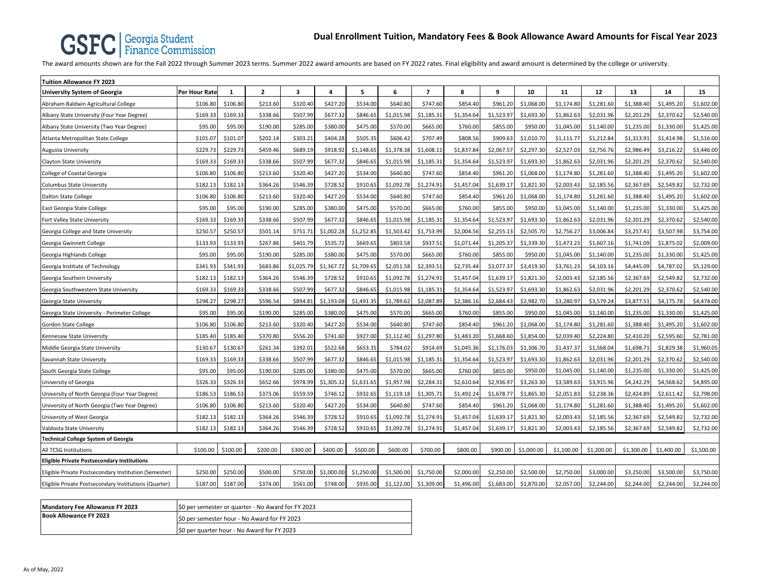GSFC | Georgia Student Finance Commission

## Dual Enrollment Tuition, Mandatory Fees & Book Allowance Award Amounts for Fiscal Year 2023

The award amounts shown are for the Fall 2022 through Summer 2023 terms. Summer 2022 award amounts are based on FY 2022 rates. Final eligibility and award amount is determined by the college or university.

| Tuition Allowance FY 2023 | | | | | | | | | | | | | | | | |
|---|---|---|---|---|---|---|---|---|---|---|---|---|---|---|---|---|
| **University System of Georgia** | **Per Hour Rate** | **1** | **2** | **3** | **4** | **5** | **6** | **7** | **8** | **9** | **10** | **11** | **12** | **13** | **14** | **15** |
| Abraham Baldwin Agricultural College | $106.80 | $106.80 | $213.60 | $320.40 | $427.20 | $534.00 | $640.80 | $747.60 | $854.40 | $961.20 | $1,068.00 | $1,174.80 | $1,281.60 | $1,388.40 | $1,495.20 | $1,602.00 |
| Albany State University (Four Year Degree) | $169.33 | $169.33 | $338.66 | $507.99 | $677.32 | $846.65 | $1,015.98 | $1,185.31 | $1,354.64 | $1,523.97 | $1,693.30 | $1,862.63 | $2,031.96 | $2,201.29 | $2,370.62 | $2,540.00 |
| Albany State University (Two Year Degree) | $95.00 | $95.00 | $190.00 | $285.00 | $380.00 | $475.00 | $570.00 | $665.00 | $760.00 | $855.00 | $950.00 | $1,045.00 | $1,140.00 | $1,235.00 | $1,330.00 | $1,425.00 |
| Atlanta Metropolitan State College | $101.07 | $101.07 | $202.14 | $303.21 | $404.28 | $505.35 | $606.42 | $707.49 | $808.56 | $909.63 | $1,010.70 | $1,111.77 | $1,212.84 | $1,313.91 | $1,414.98 | $1,516.00 |
| Augusta University | $229.73 | $229.73 | $459.46 | $689.19 | $918.92 | $1,148.65 | $1,378.38 | $1,608.11 | $1,837.84 | $2,067.57 | $2,297.30 | $2,527.03 | $2,756.76 | $2,986.49 | $3,216.22 | $3,446.00 |
| Clayton State University | $169.33 | $169.33 | $338.66 | $507.99 | $677.32 | $846.65 | $1,015.98 | $1,185.31 | $1,354.64 | $1,523.97 | $1,693.30 | $1,862.63 | $2,031.96 | $2,201.29 | $2,370.62 | $2,540.00 |
| College of Coastal Georgia | $106.80 | $106.80 | $213.60 | $320.40 | $427.20 | $534.00 | $640.80 | $747.60 | $854.40 | $961.20 | $1,068.00 | $1,174.80 | $1,281.60 | $1,388.40 | $1,495.20 | $1,602.00 |
| Columbus State University | $182.13 | $182.13 | $364.26 | $546.39 | $728.52 | $910.65 | $1,092.78 | $1,274.91 | $1,457.04 | $1,639.17 | $1,821.30 | $2,003.43 | $2,185.56 | $2,367.69 | $2,549.82 | $2,732.00 |
| Dalton State College | $106.80 | $106.80 | $213.60 | $320.40 | $427.20 | $534.00 | $640.80 | $747.60 | $854.40 | $961.20 | $1,068.00 | $1,174.80 | $1,281.60 | $1,388.40 | $1,495.20 | $1,602.00 |
| East Georgia State College | $95.00 | $95.00 | $190.00 | $285.00 | $380.00 | $475.00 | $570.00 | $665.00 | $760.00 | $855.00 | $950.00 | $1,045.00 | $1,140.00 | $1,235.00 | $1,330.00 | $1,425.00 |
| Fort Valley State University | $169.33 | $169.33 | $338.66 | $507.99 | $677.32 | $846.65 | $1,015.98 | $1,185.31 | $1,354.64 | $1,523.97 | $1,693.30 | $1,862.63 | $2,031.96 | $2,201.29 | $2,370.62 | $2,540.00 |
| Georgia College and State University | $250.57 | $250.57 | $501.14 | $751.71 | $1,002.28 | $1,252.85 | $1,503.42 | $1,753.99 | $2,004.56 | $2,255.13 | $2,505.70 | $2,756.27 | $3,006.84 | $3,257.41 | $3,507.98 | $3,754.00 |
| Georgia Gwinnett College | $133.93 | $133.93 | $267.86 | $401.79 | $535.72 | $669.65 | $803.58 | $937.51 | $1,071.44 | $1,205.37 | $1,339.30 | $1,473.23 | $1,607.16 | $1,741.09 | $1,875.02 | $2,009.00 |
| Georgia Highlands College | $95.00 | $95.00 | $190.00 | $285.00 | $380.00 | $475.00 | $570.00 | $665.00 | $760.00 | $855.00 | $950.00 | $1,045.00 | $1,140.00 | $1,235.00 | $1,330.00 | $1,425.00 |
| Georgia Institute of Technology | $341.93 | $341.93 | $683.86 | $1,025.79 | $1,367.72 | $1,709.65 | $2,051.58 | $2,393.51 | $2,735.44 | $3,077.37 | $3,419.30 | $3,761.23 | $4,103.16 | $4,445.09 | $4,787.02 | $5,129.00 |
| Georgia Southern University | $182.13 | $182.13 | $364.26 | $546.39 | $728.52 | $910.65 | $1,092.78 | $1,274.91 | $1,457.04 | $1,639.17 | $1,821.30 | $2,003.43 | $2,185.56 | $2,367.69 | $2,549.82 | $2,732.00 |
| Georgia Southwestern State University | $169.33 | $169.33 | $338.66 | $507.99 | $677.32 | $846.65 | $1,015.98 | $1,185.31 | $1,354.64 | $1,523.97 | $1,693.30 | $1,862.63 | $2,031.96 | $2,201.29 | $2,370.62 | $2,540.00 |
| Georgia State University | $298.27 | $298.27 | $596.54 | $894.81 | $1,193.08 | $1,491.35 | $1,789.62 | $2,087.89 | $2,386.16 | $2,684.43 | $2,982.70 | $3,280.97 | $3,579.24 | $3,877.51 | $4,175.78 | $4,474.00 |
| Georgia State University - Perimeter College | $95.00 | $95.00 | $190.00 | $285.00 | $380.00 | $475.00 | $570.00 | $665.00 | $760.00 | $855.00 | $950.00 | $1,045.00 | $1,140.00 | $1,235.00 | $1,330.00 | $1,425.00 |
| Gordon State College | $106.80 | $106.80 | $213.60 | $320.40 | $427.20 | $534.00 | $640.80 | $747.60 | $854.40 | $961.20 | $1,068.00 | $1,174.80 | $1,281.60 | $1,388.40 | $1,495.20 | $1,602.00 |
| Kennesaw State University | $185.40 | $185.40 | $370.80 | $556.20 | $741.60 | $927.00 | $1,112.40 | $1,297.80 | $1,483.20 | $1,668.60 | $1,854.00 | $2,039.40 | $2,224.80 | $2,410.20 | $2,595.60 | $2,781.00 |
| Middle Georgia State University | $130.67 | $130.67 | $261.34 | $392.01 | $522.68 | $653.35 | $784.02 | $914.69 | $1,045.36 | $1,176.03 | $1,306.70 | $1,437.37 | $1,568.04 | $1,698.71 | $1,829.38 | $1,960.05 |
| Savannah State University | $169.33 | $169.33 | $338.66 | $507.99 | $677.32 | $846.65 | $1,015.98 | $1,185.31 | $1,354.64 | $1,523.97 | $1,693.30 | $1,862.63 | $2,031.96 | $2,201.29 | $2,370.62 | $2,540.00 |
| South Georgia State College | $95.00 | $95.00 | $190.00 | $285.00 | $380.00 | $475.00 | $570.00 | $665.00 | $760.00 | $855.00 | $950.00 | $1,045.00 | $1,140.00 | $1,235.00 | $1,330.00 | $1,425.00 |
| University of Georgia | $326.33 | $326.33 | $652.66 | $978.99 | $1,305.32 | $1,631.65 | $1,957.98 | $2,284.31 | $2,610.64 | $2,936.97 | $3,263.30 | $3,589.63 | $3,915.96 | $4,242.29 | $4,568.62 | $4,895.00 |
| University of North Georgia (Four Year Degree) | $186.53 | $186.53 | $373.06 | $559.59 | $746.12 | $932.65 | $1,119.18 | $1,305.71 | $1,492.24 | $1,678.77 | $1,865.30 | $2,051.83 | $2,238.36 | $2,424.89 | $2,611.42 | $2,798.00 |
| University of North Georgia (Two Year Degree) | $106.80 | $106.80 | $213.60 | $320.40 | $427.20 | $534.00 | $640.80 | $747.60 | $854.40 | $961.20 | $1,068.00 | $1,174.80 | $1,281.60 | $1,388.40 | $1,495.20 | $1,602.00 |
| University of West Georgia | $182.13 | $182.13 | $364.26 | $546.39 | $728.52 | $910.65 | $1,092.78 | $1,274.91 | $1,457.04 | $1,639.17 | $1,821.30 | $2,003.43 | $2,185.56 | $2,367.69 | $2,549.82 | $2,732.00 |
| Valdosta State University | $182.13 | $182.13 | $364.26 | $546.39 | $728.52 | $910.65 | $1,092.78 | $1,274.91 | $1,457.04 | $1,639.17 | $1,821.30 | $2,003.43 | $2,185.56 | $2,367.69 | $2,549.82 | $2,732.00 |
| **Technical College System of Georgia** | | | | | | | | | | | | | | | | |
| All TCSG Institutions | $100.00 | $100.00 | $200.00 | $300.00 | $400.00 | $500.00 | $600.00 | $700.00 | $800.00 | $900.00 | $1,000.00 | $1,100.00 | $1,200.00 | $1,300.00 | $1,400.00 | $1,500.00 |
| **Eligible Private Postsecondary Institutions** | | | | | | | | | | | | | | | | |
| Eligible Private Postsecondary Institution (Semester) | $250.00 | $250.00 | $500.00 | $750.00 | $1,000.00 | $1,250.00 | $1,500.00 | $1,750.00 | $2,000.00 | $2,250.00 | $2,500.00 | $2,750.00 | $3,000.00 | $3,250.00 | $3,500.00 | $3,750.00 |
| Eligible Private Postsecondary Institutions (Quarter) | $187.00 | $187.00 | $374.00 | $561.00 | $748.00 | $935.00 | $1,122.00 | $1,309.00 | $1,496.00 | $1,683.00 | $1,870.00 | $2,057.00 | $2,244.00 | $2,244.00 | $2,244.00 | $2,244.00 |

| | |
|---|---|
| **Mandatory Fee Allowance FY 2023** | $0 per semester or quarter - No Award for FY 2023 |
| **Book Allowance FY 2023** | $0 per semester hour - No Award for FY 2023 |
| | $0 per quarter hour - No Award for FY 2023 |

As of May, 2022